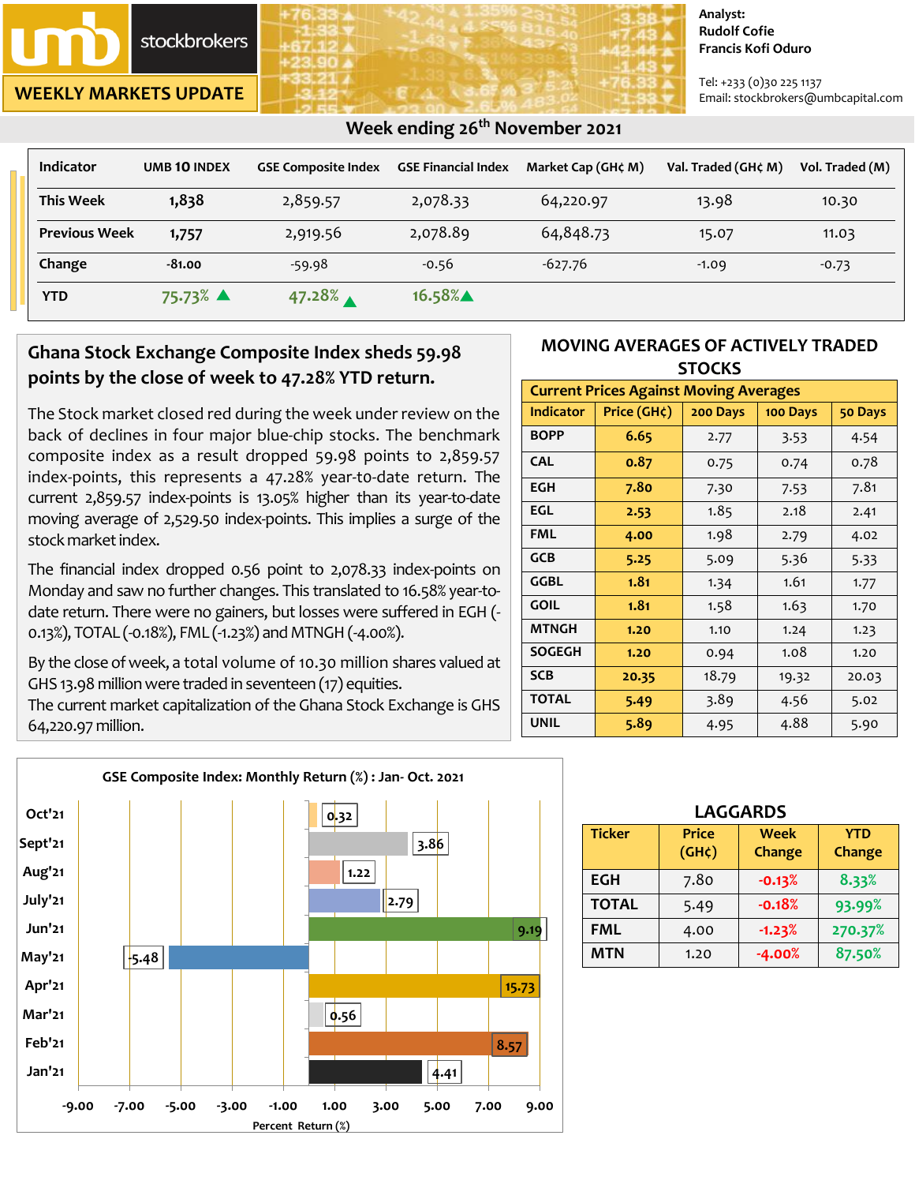# umb stockbrokers

## WEEKLY MARKETS UPDATE

Analyst:
Rudolf Cofie
Francis Kofi Oduro

Tel: +233 (0)30 225 1137
Email: stockbrokers@umbcapital.com

### Week ending 26th November 2021

| Indicator | UMB 10 INDEX | GSE Composite Index | GSE Financial Index | Market Cap (GH¢ M) | Val. Traded (GH¢ M) | Vol. Traded (M) |
|---|---|---|---|---|---|---|
| This Week | 1,838 | 2,859.57 | 2,078.33 | 64,220.97 | 13.98 | 10.30 |
| Previous Week | 1,757 | 2,919.56 | 2,078.89 | 64,848.73 | 15.07 | 11.03 |
| Change | -81.00 | -59.98 | -0.56 | -627.76 | -1.09 | -0.73 |
| YTD | 75.73% ▲ | 47.28% ▲ | 16.58% ▲ | | | |

## Ghana Stock Exchange Composite Index sheds 59.98 points by the close of week to 47.28% YTD return.

The Stock market closed red during the week under review on the back of declines in four major blue-chip stocks. The benchmark composite index as a result dropped 59.98 points to 2,859.57 index-points, this represents a 47.28% year-to-date return. The current 2,859.57 index-points is 13.05% higher than its year-to-date moving average of 2,529.50 index-points. This implies a surge of the stock market index.

The financial index dropped 0.56 point to 2,078.33 index-points on Monday and saw no further changes. This translated to 16.58% year-to-date return. There were no gainers, but losses were suffered in EGH (-0.13%), TOTAL (-0.18%), FML (-1.23%) and MTNGH (-4.00%).

By the close of week, a total volume of 10.30 million shares valued at GHS 13.98 million were traded in seventeen (17) equities.
The current market capitalization of the Ghana Stock Exchange is GHS 64,220.97 million.

## MOVING AVERAGES OF ACTIVELY TRADED STOCKS

**Current Prices Against Moving Averages**

| Indicator | Price (GH¢) | 200 Days | 100 Days | 50 Days |
|---|---|---|---|---|
| BOPP | 6.65 | 2.77 | 3.53 | 4.54 |
| CAL | 0.87 | 0.75 | 0.74 | 0.78 |
| EGH | 7.80 | 7.30 | 7.53 | 7.81 |
| EGL | 2.53 | 1.85 | 2.18 | 2.41 |
| FML | 4.00 | 1.98 | 2.79 | 4.02 |
| GCB | 5.25 | 5.09 | 5.36 | 5.33 |
| GGBL | 1.81 | 1.34 | 1.61 | 1.77 |
| GOIL | 1.81 | 1.58 | 1.63 | 1.70 |
| MTNGH | 1.20 | 1.10 | 1.24 | 1.23 |
| SOGEGH | 1.20 | 0.94 | 1.08 | 1.20 |
| SCB | 20.35 | 18.79 | 19.32 | 20.03 |
| TOTAL | 5.49 | 3.89 | 4.56 | 5.02 |
| UNIL | 5.89 | 4.95 | 4.88 | 5.90 |

**GSE Composite Index: Monthly Return (%) : Jan- Oct. 2021**

| Month | Return (%) |
|---|---|
| Oct'21 | 0.32 |
| Sept'21 | 3.86 |
| Aug'21 | 1.22 |
| July'21 | 2.79 |
| Jun'21 | 9.19 |
| May'21 | -5.48 |
| Apr'21 | 15.73 |
| Mar'21 | 0.56 |
| Feb'21 | 8.57 |
| Jan'21 | 4.41 |

Percent Return (%)

## LAGGARDS

| Ticker | Price (GH¢) | Week Change | YTD Change |
|---|---|---|---|
| EGH | 7.80 | -0.13% | 8.33% |
| TOTAL | 5.49 | -0.18% | 93.99% |
| FML | 4.00 | -1.23% | 270.37% |
| MTN | 1.20 | -4.00% | 87.50% |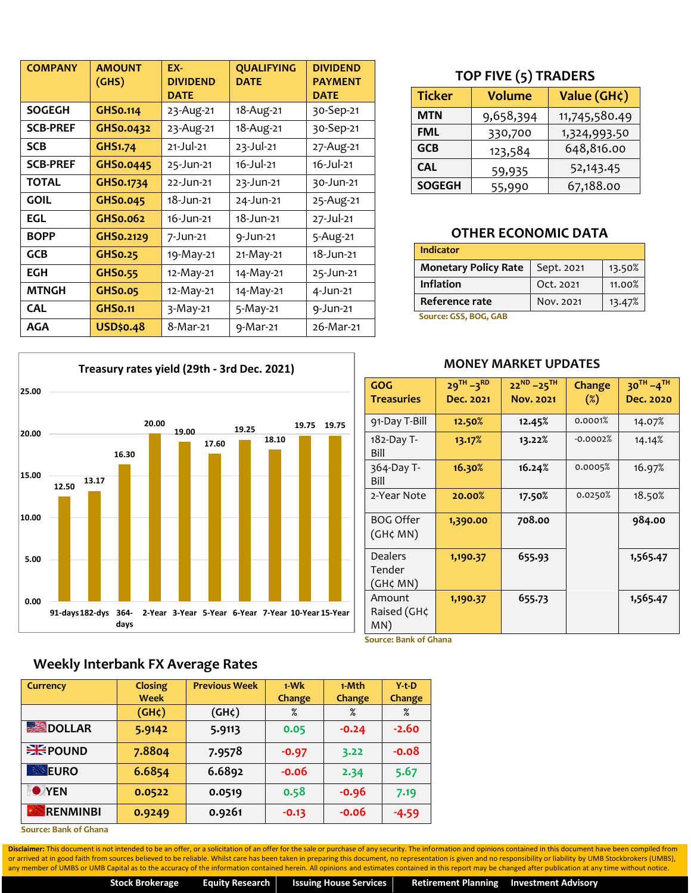| COMPANY | AMOUNT (GHS) | EX-DIVIDEND DATE | QUALIFYING DATE | DIVIDEND PAYMENT DATE |
|---|---|---|---|---|
| SOGEGH | GHS0.114 | 23-Aug-21 | 18-Aug-21 | 30-Sep-21 |
| SCB-PREF | GHS0.0432 | 23-Aug-21 | 18-Aug-21 | 30-Sep-21 |
| SCB | GHS1.74 | 21-Jul-21 | 23-Jul-21 | 27-Aug-21 |
| SCB-PREF | GHS0.0445 | 25-Jun-21 | 16-Jul-21 | 16-Jul-21 |
| TOTAL | GHS0.1734 | 22-Jun-21 | 23-Jun-21 | 30-Jun-21 |
| GOIL | GHS0.045 | 18-Jun-21 | 24-Jun-21 | 25-Aug-21 |
| EGL | GHS0.062 | 16-Jun-21 | 18-Jun-21 | 27-Jul-21 |
| BOPP | GHS0.2129 | 7-Jun-21 | 9-Jun-21 | 5-Aug-21 |
| GCB | GHS0.25 | 19-May-21 | 21-May-21 | 18-Jun-21 |
| EGH | GHS0.55 | 12-May-21 | 14-May-21 | 25-Jun-21 |
| MTNGH | GHS0.05 | 12-May-21 | 14-May-21 | 4-Jun-21 |
| CAL | GHS0.11 | 3-May-21 | 5-May-21 | 9-Jun-21 |
| AGA | USD$0.48 | 8-Mar-21 | 9-Mar-21 | 26-Mar-21 |

## TOP FIVE (5) TRADERS

| Ticker | Volume | Value (GH¢) |
|---|---|---|
| MTN | 9,658,394 | 11,745,580.49 |
| FML | 330,700 | 1,324,993.50 |
| GCB | 123,584 | 648,816.00 |
| CAL | 59,935 | 52,143.45 |
| SOGEGH | 55,990 | 67,188.00 |

## OTHER ECONOMIC DATA

| Indicator | | |
|---|---|---|
| Monetary Policy Rate | Sept. 2021 | 13.50% |
| Inflation | Oct. 2021 | 11.00% |
| Reference rate | Nov. 2021 | 13.47% |

Source: GSS, BOG, GAB

Treasury rates yield (29th - 3rd Dec. 2021)

25.00
20.00
15.00
10.00
5.00
0.00

12.50 13.17 16.30 20.00 19.00 17.60 19.25 18.10 19.75 19.75

91-days 182-dys 364-days 2-Year 3-Year 5-Year 6-Year 7-Year 10-Year 15-Year

## MONEY MARKET UPDATES

| GOG Treasuries | 29TH – 3RD Dec. 2021 | 22ND – 25TH Nov. 2021 | Change (%) | 30TH – 4TH Dec. 2020 |
|---|---|---|---|---|
| 91-Day T-Bill | 12.50% | 12.45% | 0.0001% | 14.07% |
| 182-Day T-Bill | 13.17% | 13.22% | -0.0002% | 14.14% |
| 364-Day T-Bill | 16.30% | 16.24% | 0.0005% | 16.97% |
| 2-Year Note | 20.00% | 17.50% | 0.0250% | 18.50% |
| BOG Offer (GH¢ MN) | 1,390.00 | 708.00 | | 984.00 |
| Dealers Tender (GH¢ MN) | 1,190.37 | 655.93 | | 1,565.47 |
| Amount Raised (GH¢ MN) | 1,190.37 | 655.73 | | 1,565.47 |

Source: Bank of Ghana

## Weekly Interbank FX Average Rates

| Currency | Closing Week | Previous Week | 1-Wk Change | 1-Mth Change | Y-t-D Change |
|---|---|---|---|---|---|
| | (GH¢) | (GH¢) | % | % | % |
| DOLLAR | 5.9142 | 5.9113 | 0.05 | -0.24 | -2.60 |
| POUND | 7.8804 | 7.9578 | -0.97 | 3.22 | -0.08 |
| EURO | 6.6854 | 6.6892 | -0.06 | 2.34 | 5.67 |
| YEN | 0.0522 | 0.0519 | 0.58 | -0.96 | 7.19 |
| RENMINBI | 0.9249 | 0.9261 | -0.13 | -0.06 | -4.59 |

Source: Bank of Ghana

**Disclaimer:** This document is not intended to be an offer, or a solicitation of an offer for the sale or purchase of any security. The information and opinions contained in this document have been compiled from or arrived at in good faith from sources believed to be reliable. Whilst care has been taken in preparing this document, no representation is given and no responsibility or liability by UMB Stockbrokers (UMBS), any member of UMBS or UMB Capital as to the accuracy of the information contained herein. All opinions and estimates contained in this report may be changed after publication at any time without notice.

Stock Brokerage | Equity Research | Issuing House Services | Retirement Planning | Investment Advisory